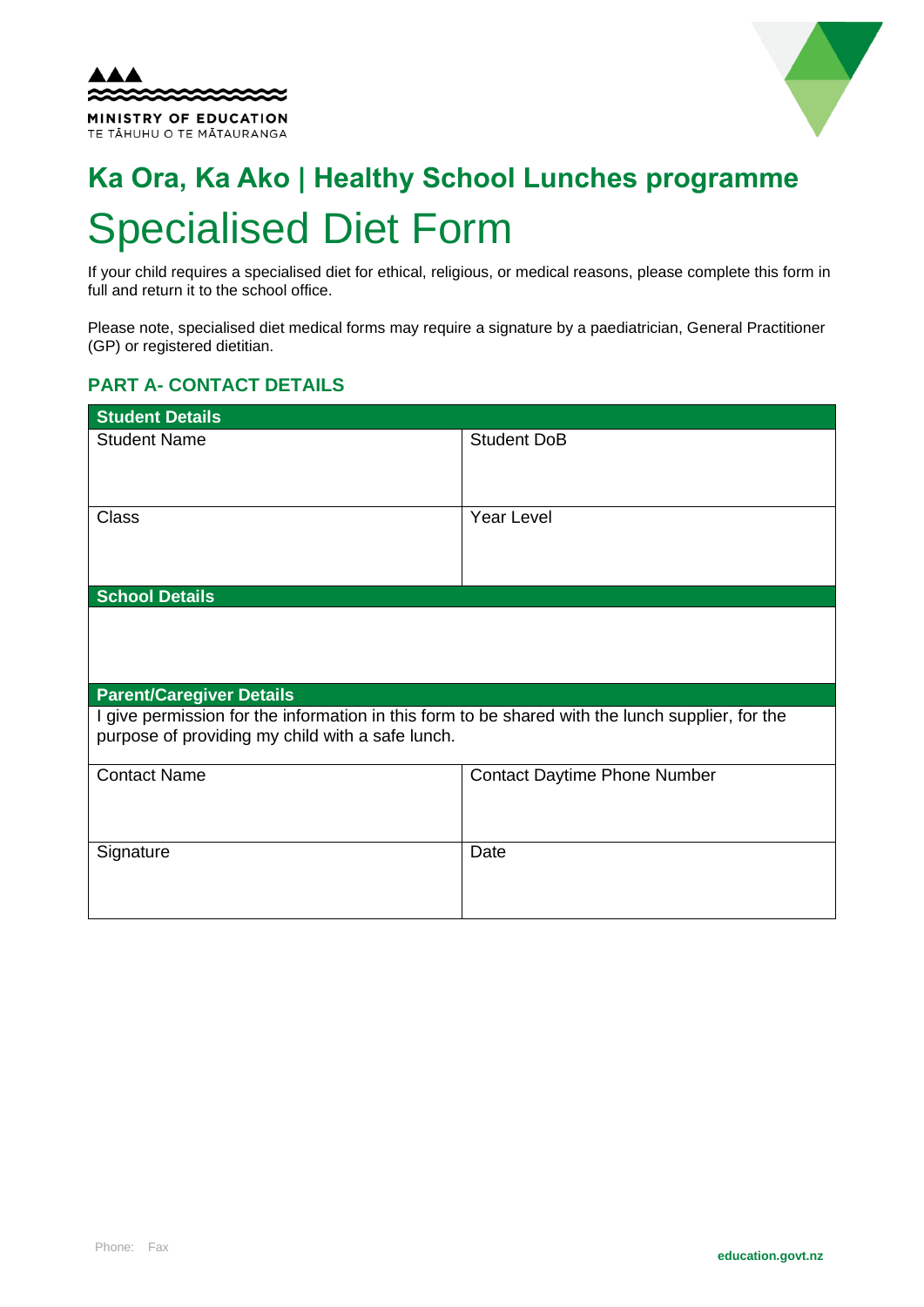MINISTRY OF EDUCATION
TE TĀHUHU O TE MĀTAURANGA

# Ka Ora, Ka Ako | Healthy School Lunches programme

# Specialised Diet Form

If your child requires a specialised diet for ethical, religious, or medical reasons, please complete this form in full and return it to the school office.

Please note, specialised diet medical forms may require a signature by a paediatrician, General Practitioner (GP) or registered dietitian.

## PART A- CONTACT DETAILS

| **Student Details** | |
|---|---|
| Student Name | Student DoB |
| Class | Year Level |
| **School Details** | |
| | |
| **Parent/Caregiver Details** | |
| I give permission for the information in this form to be shared with the lunch supplier, for the purpose of providing my child with a safe lunch. | |
| Contact Name | Contact Daytime Phone Number |
| Signature | Date |

Phone: Fax

education.govt.nz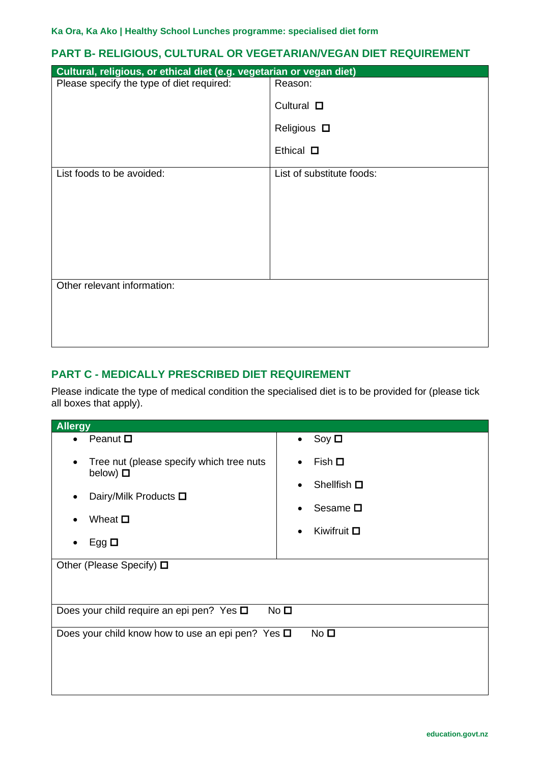## PART B- RELIGIOUS, CULTURAL OR VEGETARIAN/VEGAN DIET REQUIREMENT

| Cultural, religious, or ethical diet (e.g. vegetarian or vegan diet) | |
|---|---|
| Please specify the type of diet required: | Reason:<br><br>Cultural ☐<br><br>Religious ☐<br><br>Ethical ☐ |
| List foods to be avoided: | List of substitute foods: |
| Other relevant information: | |

## PART C - MEDICALLY PRESCRIBED DIET REQUIREMENT

Please indicate the type of medical condition the specialised diet is to be provided for (please tick all boxes that apply).

| Allergy | |
|---|---|
| • Peanut ☐<br><br>• Tree nut (please specify which tree nuts below) ☐<br><br>• Dairy/Milk Products ☐<br><br>• Wheat ☐<br><br>• Egg ☐ | • Soy ☐<br><br>• Fish ☐<br><br>• Shellfish ☐<br><br>• Sesame ☐<br><br>• Kiwifruit ☐ |
| Other (Please Specify) ☐ | |
| Does your child require an epi pen? Yes ☐ No ☐ | |
| Does your child know how to use an epi pen? Yes ☐ No ☐ | |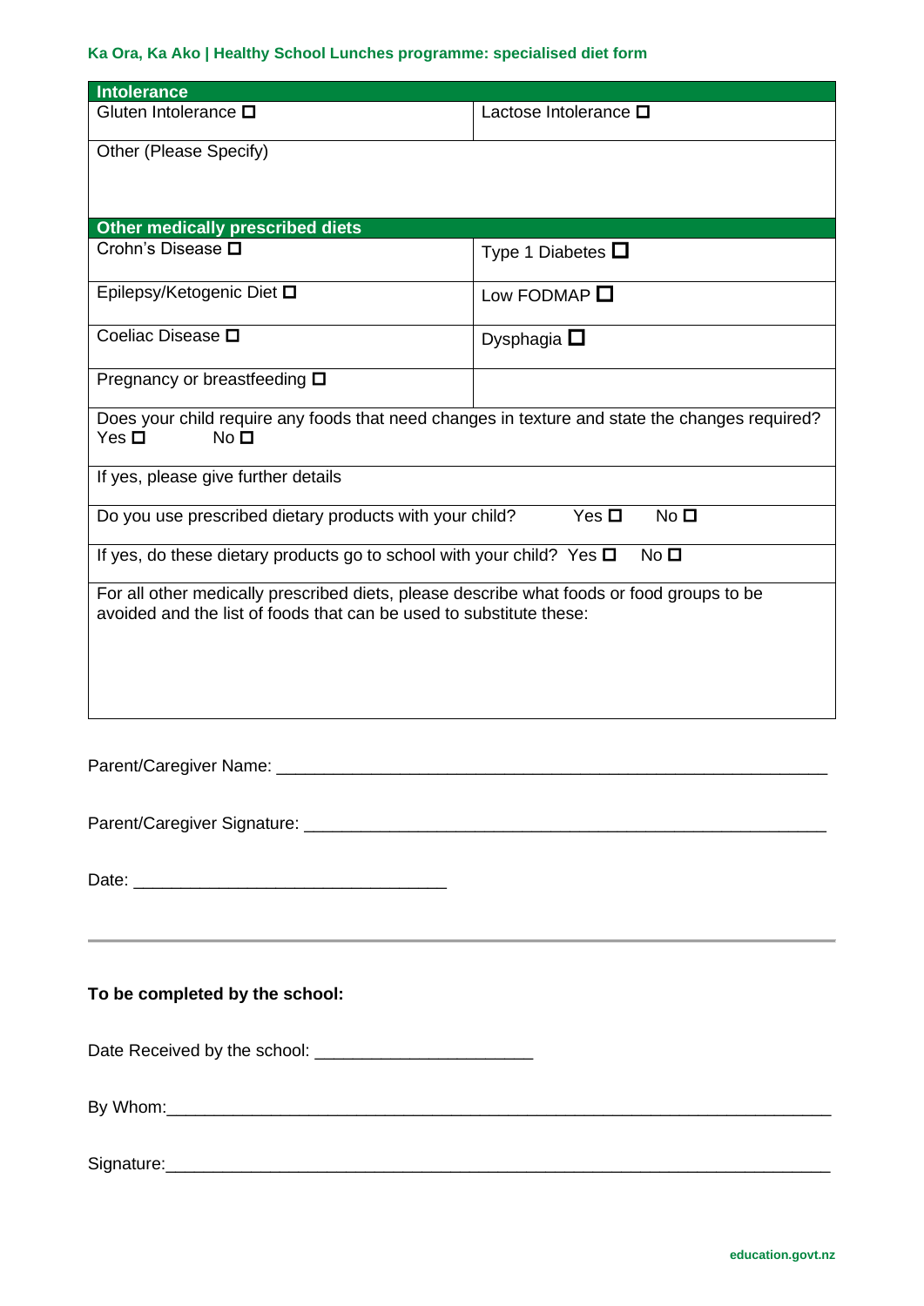**Ka Ora, Ka Ako | Healthy School Lunches programme: specialised diet form**

| **Intolerance** | |
|---|---|
| Gluten Intolerance ☐ | Lactose Intolerance ☐ |
| Other (Please Specify) | |
| **Other medically prescribed diets** | |
| Crohn's Disease ☐ | Type 1 Diabetes ☐ |
| Epilepsy/Ketogenic Diet ☐ | Low FODMAP ☐ |
| Coeliac Disease ☐ | Dysphagia ☐ |
| Pregnancy or breastfeeding ☐ | |
| Does your child require any foods that need changes in texture and state the changes required? Yes ☐ No ☐ | |
| If yes, please give further details | |
| Do you use prescribed dietary products with your child? Yes ☐ No ☐ | |
| If yes, do these dietary products go to school with your child? Yes ☐ No ☐ | |
| For all other medically prescribed diets, please describe what foods or food groups to be avoided and the list of foods that can be used to substitute these: | |

Parent/Caregiver Name: ____________________________________________

Parent/Caregiver Signature: ____________________________________________

Date: ______________________________

---

**To be completed by the school:**

Date Received by the school: ______________________

By Whom: ____________________________________________

Signature: ____________________________________________

education.govt.nz